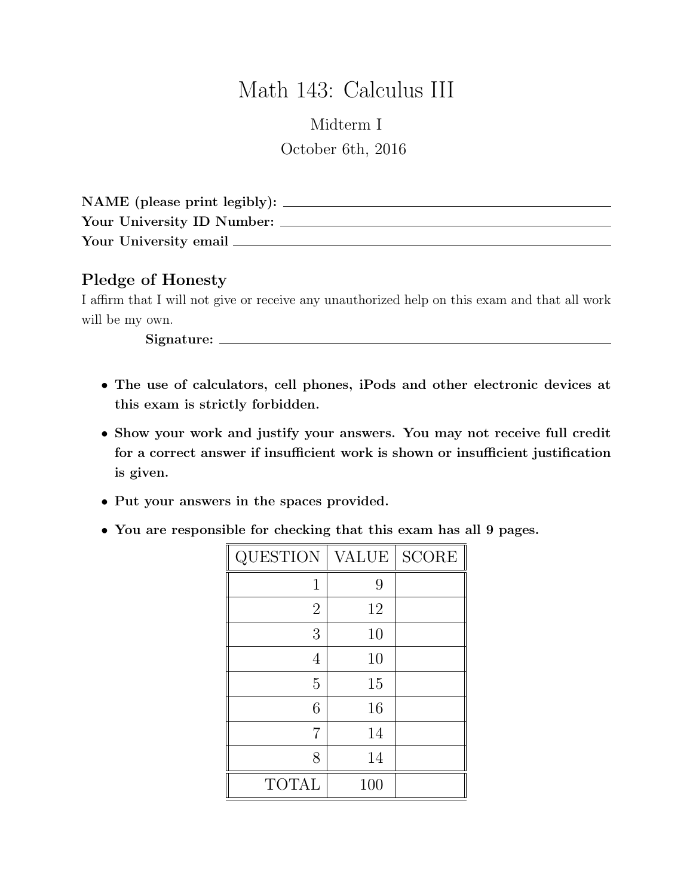# Math 143: Calculus III

Midterm I

October 6th, 2016

**NAME (please print legibly):** ____________________________________________

**Your University ID Number:** ____________________________________________

**Your University email** ____________________________________________

## Pledge of Honesty

I affirm that I will not give or receive any unauthorized help on this exam and that all work will be my own.

**Signature:** ____________________________________________

- **The use of calculators, cell phones, iPods and other electronic devices at this exam is strictly forbidden.**
- **Show your work and justify your answers. You may not receive full credit for a correct answer if insufficient work is shown or insufficient justification is given.**
- **Put your answers in the spaces provided.**
- **You are responsible for checking that this exam has all 9 pages.**

| QUESTION | VALUE | SCORE |
|---|---|---|
| 1 | 9 | |
| 2 | 12 | |
| 3 | 10 | |
| 4 | 10 | |
| 5 | 15 | |
| 6 | 16 | |
| 7 | 14 | |
| 8 | 14 | |
| TOTAL | 100 | |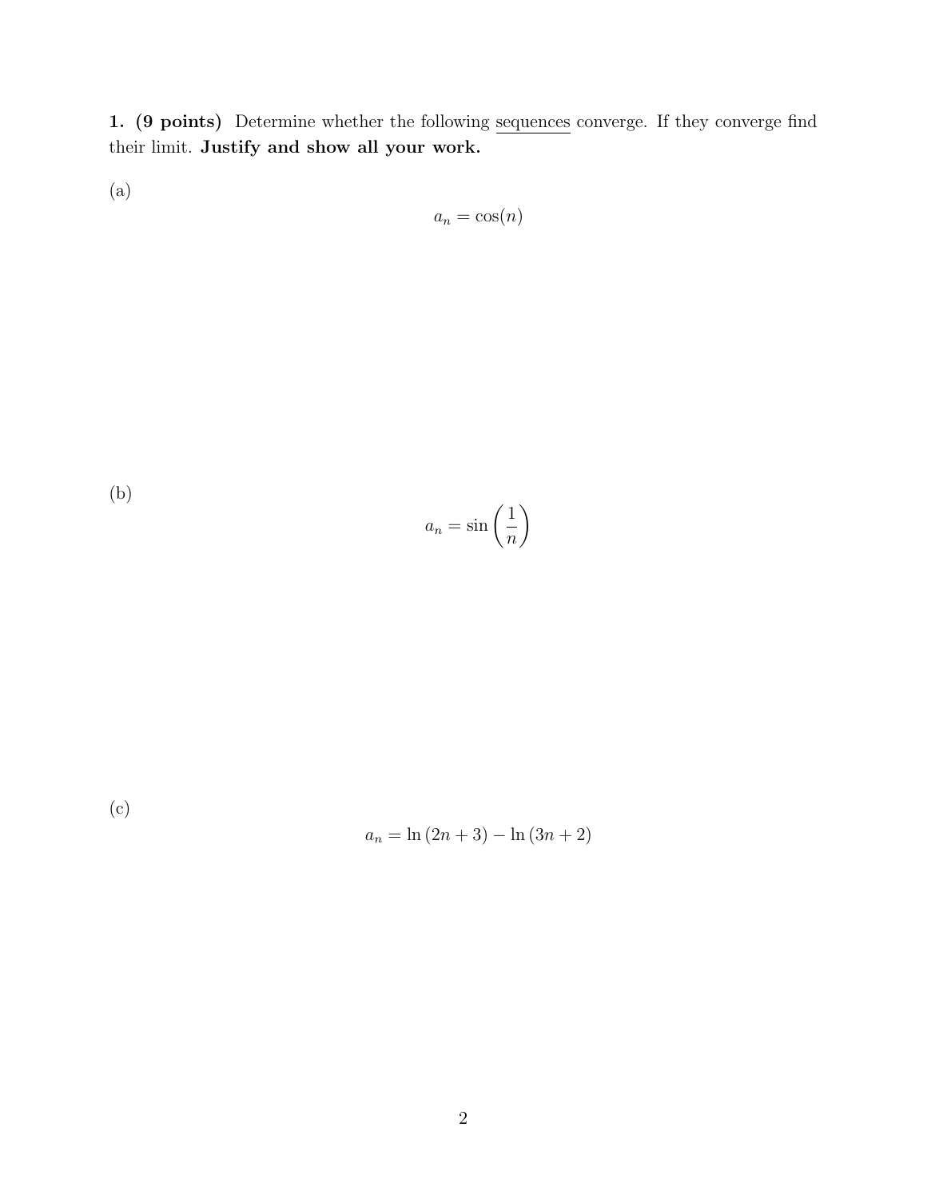**1. (9 points)** Determine whether the following sequences converge. If they converge find their limit. **Justify and show all your work.**

(a)

$$a_n = \cos(n)$$

(b)

$$a_n = \sin\left(\frac{1}{n}\right)$$

(c)

$$a_n = \ln(2n + 3) - \ln(3n + 2)$$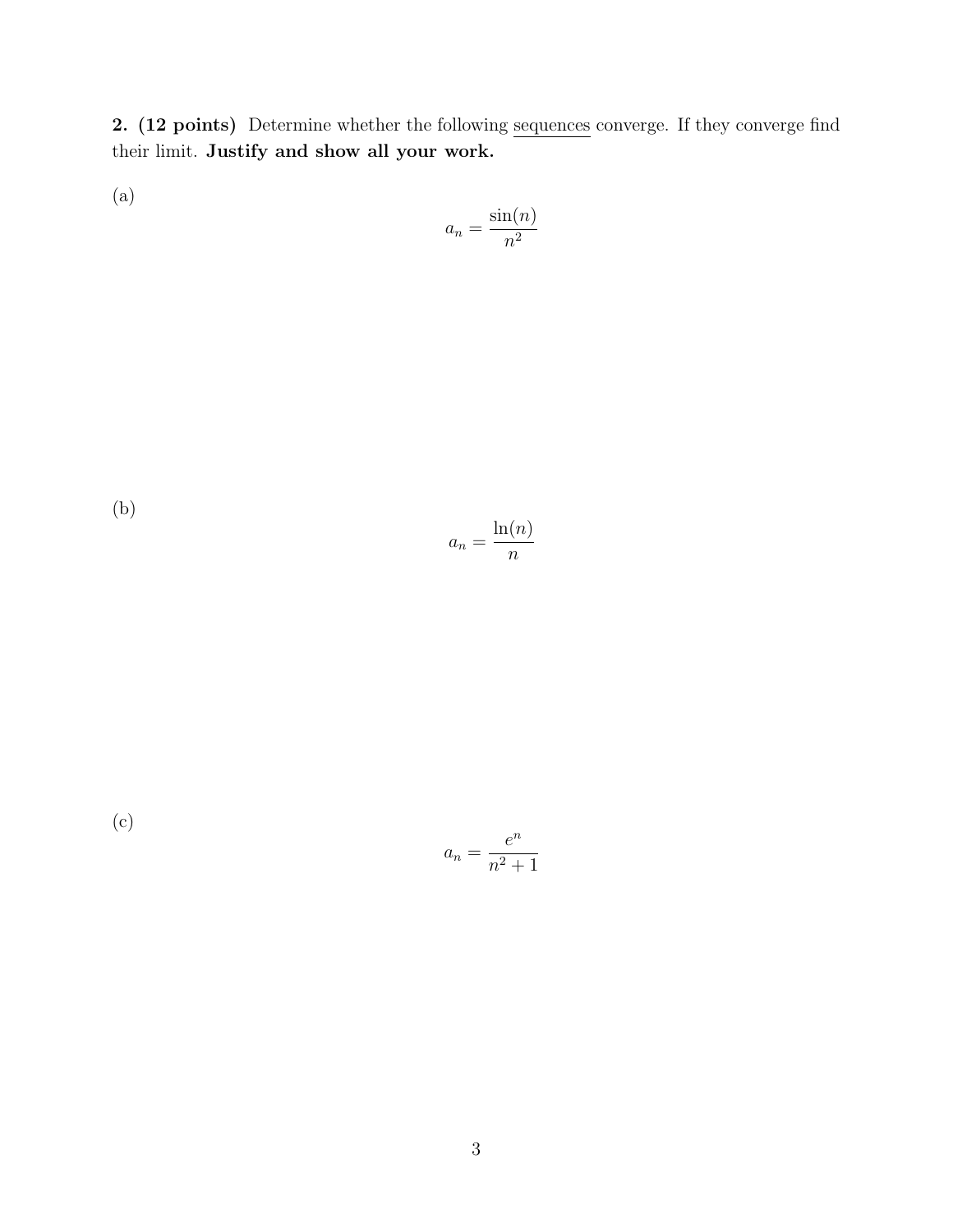**2. (12 points)** Determine whether the following sequences converge. If they converge find their limit. **Justify and show all your work.**

(a)

$$a_n = \frac{\sin(n)}{n^2}$$

(b)

$$a_n = \frac{\ln(n)}{n}$$

(c)

$$a_n = \frac{e^n}{n^2 + 1}$$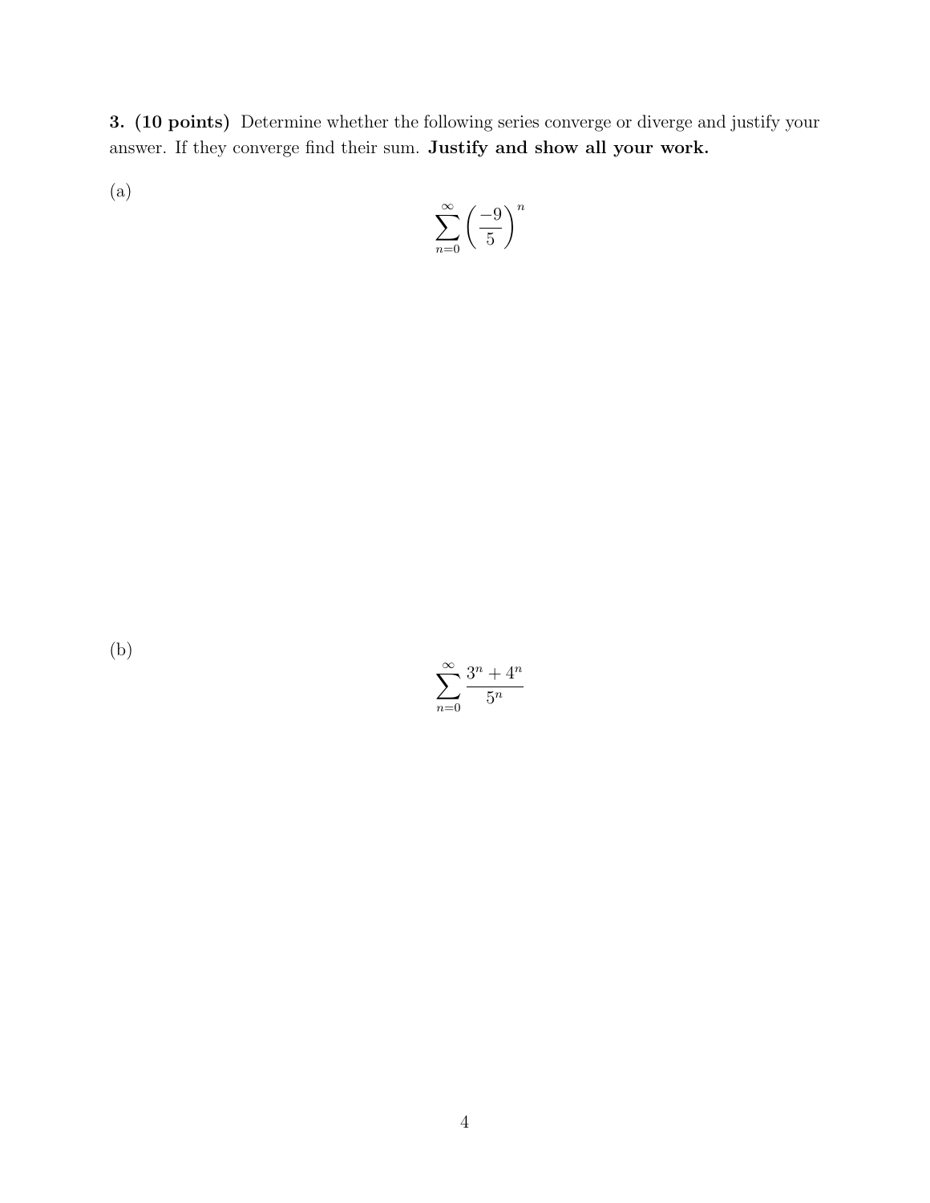**3. (10 points)** Determine whether the following series converge or diverge and justify your answer. If they converge find their sum. **Justify and show all your work.**

(a)

$$\sum_{n=0}^{\infty} \left( \frac{-9}{5} \right)^n$$

(b)

$$\sum_{n=0}^{\infty} \frac{3^n + 4^n}{5^n}$$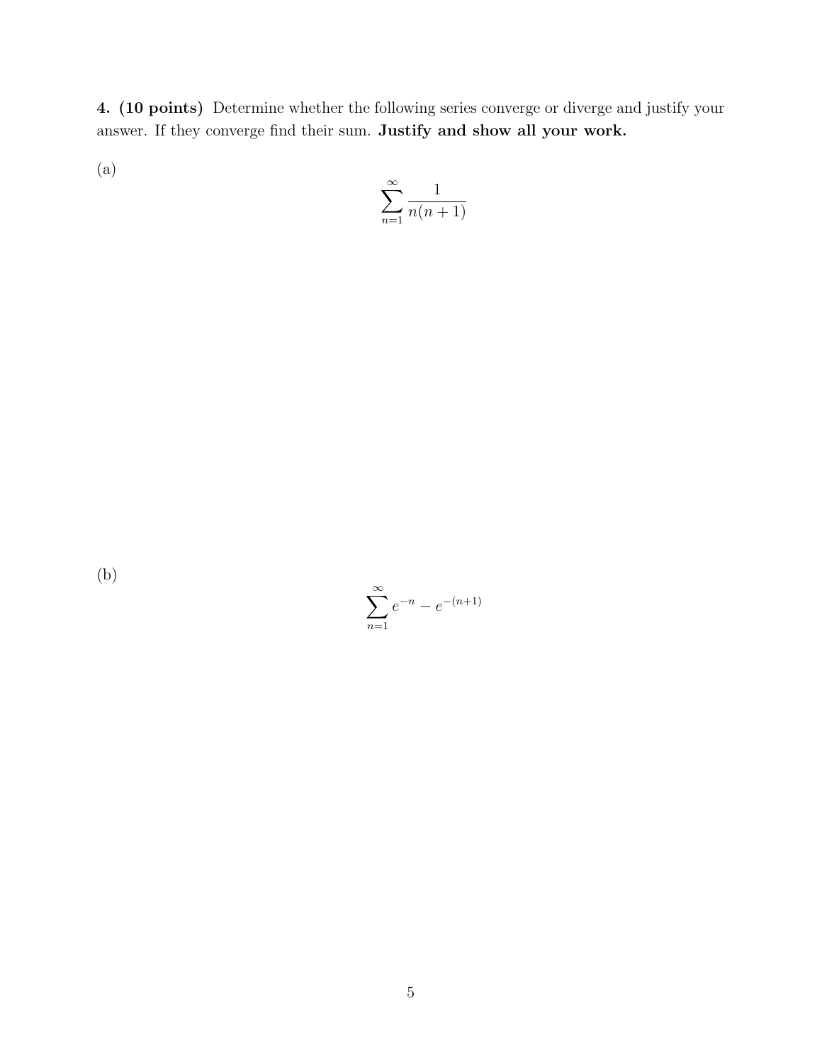**4. (10 points)** Determine whether the following series converge or diverge and justify your answer. If they converge find their sum. **Justify and show all your work.**

(a)

$$\sum_{n=1}^{\infty} \frac{1}{n(n+1)}$$

(b)

$$\sum_{n=1}^{\infty} e^{-n} - e^{-(n+1)}$$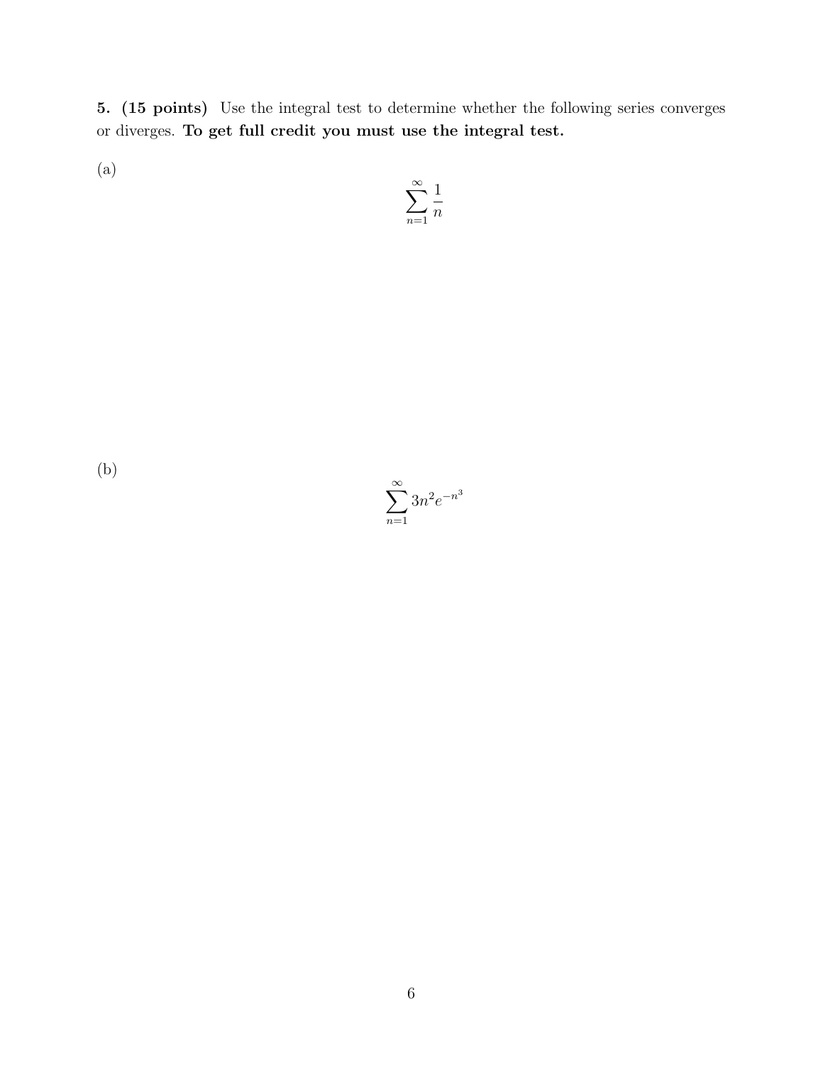**5. (15 points)** Use the integral test to determine whether the following series converges or diverges. **To get full credit you must use the integral test.**

(a)

$$\sum_{n=1}^{\infty} \frac{1}{n}$$

(b)

$$\sum_{n=1}^{\infty} 3n^2 e^{-n^3}$$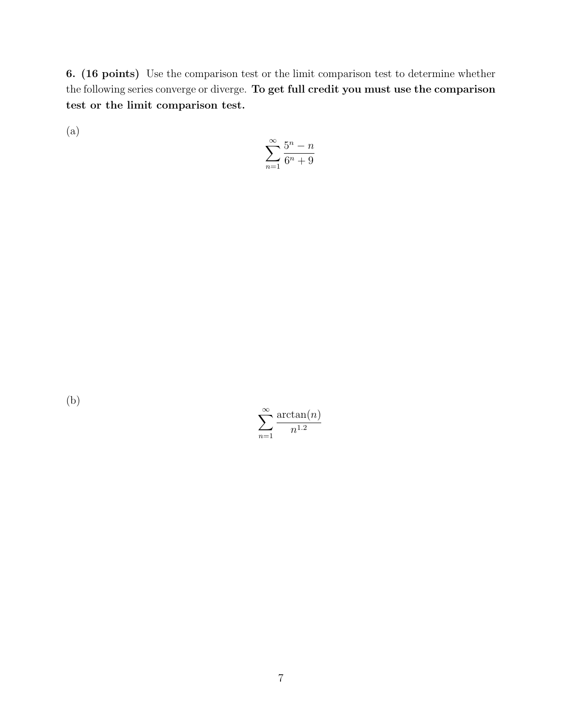**6. (16 points)** Use the comparison test or the limit comparison test to determine whether the following series converge or diverge. **To get full credit you must use the comparison test or the limit comparison test.**

(a)

$$\sum_{n=1}^{\infty} \frac{5^n - n}{6^n + 9}$$

(b)

$$\sum_{n=1}^{\infty} \frac{\arctan(n)}{n^{1.2}}$$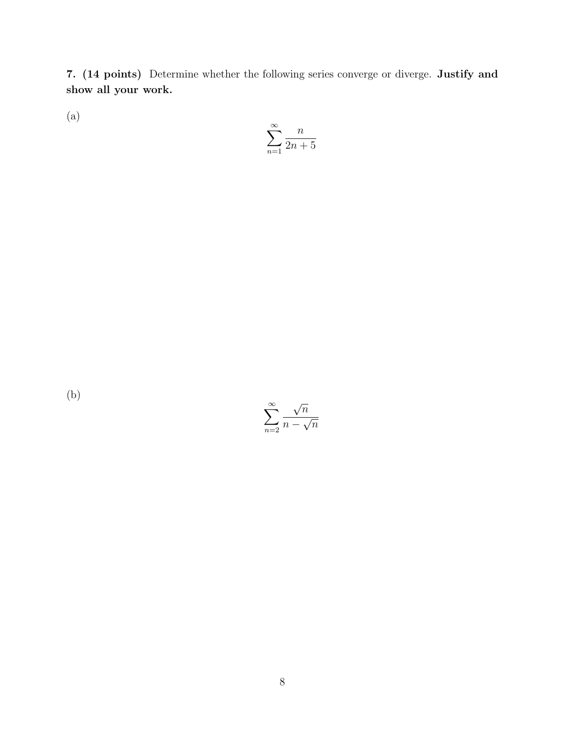**7. (14 points)** Determine whether the following series converge or diverge. **Justify and show all your work.**

(a)

$$\sum_{n=1}^{\infty} \frac{n}{2n+5}$$

(b)

$$\sum_{n=2}^{\infty} \frac{\sqrt{n}}{n-\sqrt{n}}$$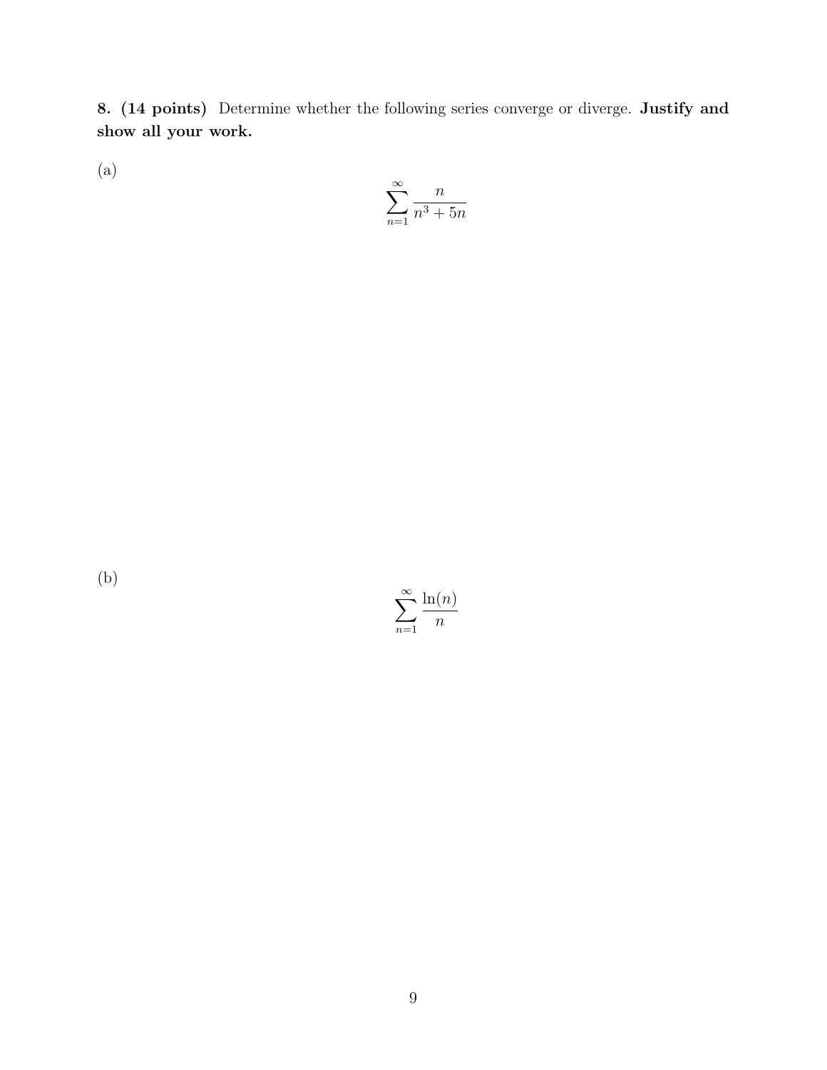**8. (14 points)** Determine whether the following series converge or diverge. **Justify and show all your work.**

(a)

$$\sum_{n=1}^{\infty} \frac{n}{n^3 + 5n}$$

(b)

$$\sum_{n=1}^{\infty} \frac{\ln(n)}{n}$$